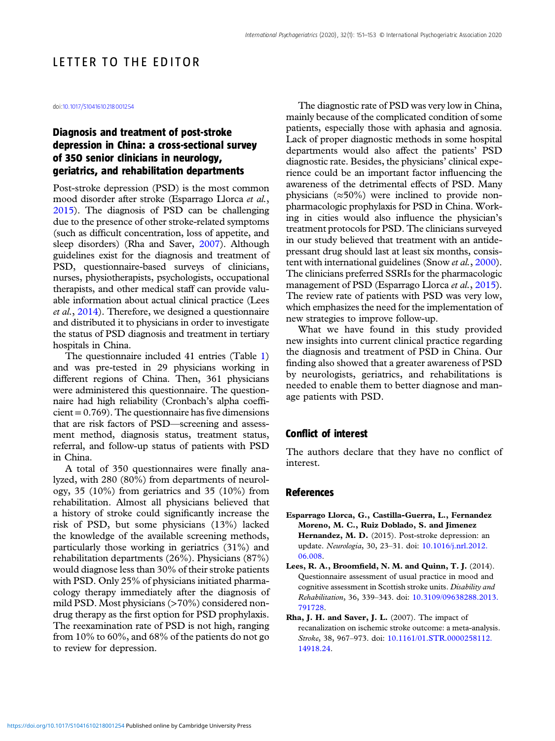# LETTER TO THE EDITOR

doi:10.1017/S1041610218001254

## Diagnosis and treatment of post-stroke depression in China: a cross-sectional survey of 350 senior clinicians in neurology, geriatrics, and rehabilitation departments

Post-stroke depression (PSD) is the most common mood disorder after stroke (Esparrago Llorca *et al.*, 2015). The diagnosis of PSD can be challenging due to the presence of other stroke-related symptoms (such as difficult concentration, loss of appetite, and sleep disorders) (Rha and Saver, 2007). Although guidelines exist for the diagnosis and treatment of PSD, questionnaire-based surveys of clinicians, nurses, physiotherapists, psychologists, occupational therapists, and other medical staff can provide valuable information about actual clinical practice (Lees *et al.*, 2014). Therefore, we designed a questionnaire and distributed it to physicians in order to investigate the status of PSD diagnosis and treatment in tertiary hospitals in China.

The questionnaire included 41 entries (Table 1) and was pre-tested in 29 physicians working in different regions of China. Then, 361 physicians were administered this questionnaire. The questionnaire had high reliability (Cronbach's alpha coefficient = 0.769). The questionnaire has five dimensions that are risk factors of PSD—screening and assessment method, diagnosis status, treatment status, referral, and follow-up status of patients with PSD in China.

A total of 350 questionnaires were finally analyzed, with 280 (80%) from departments of neurology, 35 (10%) from geriatrics and 35 (10%) from rehabilitation. Almost all physicians believed that a history of stroke could significantly increase the risk of PSD, but some physicians (13%) lacked the knowledge of the available screening methods, particularly those working in geriatrics (31%) and rehabilitation departments (26%). Physicians (87%) would diagnose less than 30% of their stroke patients with PSD. Only 25% of physicians initiated pharmacology therapy immediately after the diagnosis of mild PSD. Most physicians (>70%) considered non-drug therapy as the first option for PSD prophylaxis. The reexamination rate of PSD is not high, ranging from 10% to 60%, and 68% of the patients do not go to review for depression.

The diagnostic rate of PSD was very low in China, mainly because of the complicated condition of some patients, especially those with aphasia and agnosia. Lack of proper diagnostic methods in some hospital departments would also affect the patients' PSD diagnostic rate. Besides, the physicians' clinical experience could be an important factor influencing the awareness of the detrimental effects of PSD. Many physicians (≈50%) were inclined to provide non-pharmacologic prophylaxis for PSD in China. Working in cities would also influence the physician's treatment protocols for PSD. The clinicians surveyed in our study believed that treatment with an antidepressant drug should last at least six months, consistent with international guidelines (Snow *et al.*, 2000). The clinicians preferred SSRIs for the pharmacologic management of PSD (Esparrago Llorca *et al.*, 2015). The review rate of patients with PSD was very low, which emphasizes the need for the implementation of new strategies to improve follow-up.

What we have found in this study provided new insights into current clinical practice regarding the diagnosis and treatment of PSD in China. Our finding also showed that a greater awareness of PSD by neurologists, geriatrics, and rehabilitations is needed to enable them to better diagnose and manage patients with PSD.

## Conflict of interest

The authors declare that they have no conflict of interest.

## References

**Esparrago Llorca, G., Castilla-Guerra, L., Fernandez Moreno, M. C., Ruiz Doblado, S. and Jimenez Hernandez, M. D.** (2015). Post-stroke depression: an update. *Neurologia*, 30, 23–31. doi: 10.1016/j.nrl.2012.06.008.

**Lees, R. A., Broomfield, N. M. and Quinn, T. J.** (2014). Questionnaire assessment of usual practice in mood and cognitive assessment in Scottish stroke units. *Disability and Rehabilitation*, 36, 339–343. doi: 10.3109/09638288.2013.791728.

**Rha, J. H. and Saver, J. L.** (2007). The impact of recanalization on ischemic stroke outcome: a meta-analysis. *Stroke*, 38, 967–973. doi: 10.1161/01.STR.0000258112.14918.24.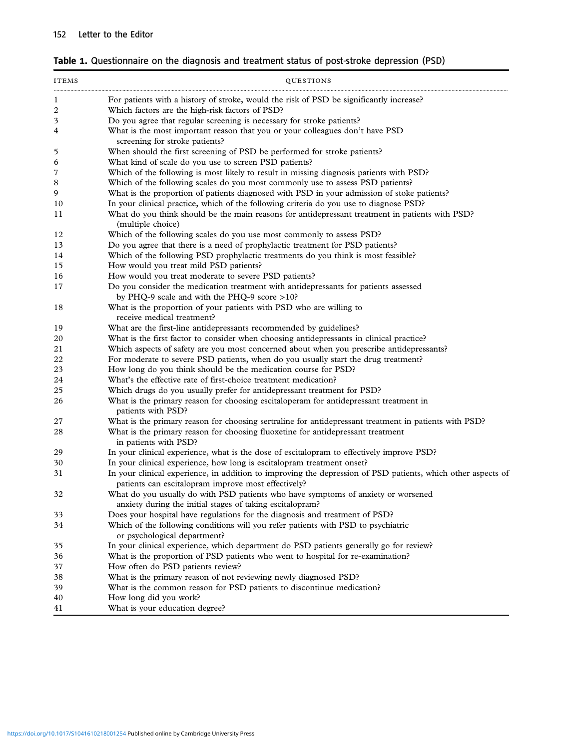**Table 1.** Questionnaire on the diagnosis and treatment status of post-stroke depression (PSD)

| ITEMS | QUESTIONS |
|---|---|
| 1 | For patients with a history of stroke, would the risk of PSD be significantly increase? |
| 2 | Which factors are the high-risk factors of PSD? |
| 3 | Do you agree that regular screening is necessary for stroke patients? |
| 4 | What is the most important reason that you or your colleagues don't have PSD screening for stroke patients? |
| 5 | When should the first screening of PSD be performed for stroke patients? |
| 6 | What kind of scale do you use to screen PSD patients? |
| 7 | Which of the following is most likely to result in missing diagnosis patients with PSD? |
| 8 | Which of the following scales do you most commonly use to assess PSD patients? |
| 9 | What is the proportion of patients diagnosed with PSD in your admission of stoke patients? |
| 10 | In your clinical practice, which of the following criteria do you use to diagnose PSD? |
| 11 | What do you think should be the main reasons for antidepressant treatment in patients with PSD? (multiple choice) |
| 12 | Which of the following scales do you use most commonly to assess PSD? |
| 13 | Do you agree that there is a need of prophylactic treatment for PSD patients? |
| 14 | Which of the following PSD prophylactic treatments do you think is most feasible? |
| 15 | How would you treat mild PSD patients? |
| 16 | How would you treat moderate to severe PSD patients? |
| 17 | Do you consider the medication treatment with antidepressants for patients assessed by PHQ-9 scale and with the PHQ-9 score >10? |
| 18 | What is the proportion of your patients with PSD who are willing to receive medical treatment? |
| 19 | What are the first-line antidepressants recommended by guidelines? |
| 20 | What is the first factor to consider when choosing antidepressants in clinical practice? |
| 21 | Which aspects of safety are you most concerned about when you prescribe antidepressants? |
| 22 | For moderate to severe PSD patients, when do you usually start the drug treatment? |
| 23 | How long do you think should be the medication course for PSD? |
| 24 | What's the effective rate of first-choice treatment medication? |
| 25 | Which drugs do you usually prefer for antidepressant treatment for PSD? |
| 26 | What is the primary reason for choosing escitaloperam for antidepressant treatment in patients with PSD? |
| 27 | What is the primary reason for choosing sertraline for antidepressant treatment in patients with PSD? |
| 28 | What is the primary reason for choosing fluoxetine for antidepressant treatment in patients with PSD? |
| 29 | In your clinical experience, what is the dose of escitalopram to effectively improve PSD? |
| 30 | In your clinical experience, how long is escitalopram treatment onset? |
| 31 | In your clinical experience, in addition to improving the depression of PSD patients, which other aspects of patients can escitalopram improve most effectively? |
| 32 | What do you usually do with PSD patients who have symptoms of anxiety or worsened anxiety during the initial stages of taking escitalopram? |
| 33 | Does your hospital have regulations for the diagnosis and treatment of PSD? |
| 34 | Which of the following conditions will you refer patients with PSD to psychiatric or psychological department? |
| 35 | In your clinical experience, which department do PSD patients generally go for review? |
| 36 | What is the proportion of PSD patients who went to hospital for re-examination? |
| 37 | How often do PSD patients review? |
| 38 | What is the primary reason of not reviewing newly diagnosed PSD? |
| 39 | What is the common reason for PSD patients to discontinue medication? |
| 40 | How long did you work? |
| 41 | What is your education degree? |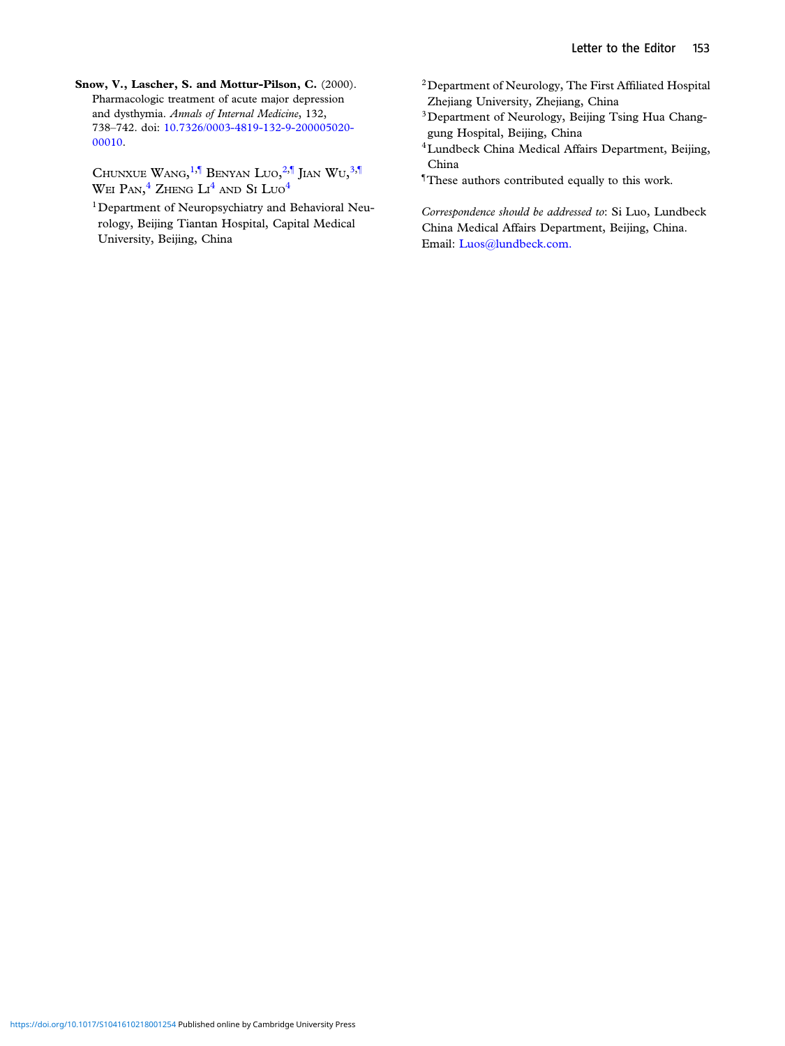**Snow, V., Lascher, S. and Mottur-Pilson, C.** (2000). Pharmacologic treatment of acute major depression and dysthymia. *Annals of Internal Medicine*, 132, 738–742. doi: 10.7326/0003-4819-132-9-200005020-00010.

Chunxue Wang,[1,¶] Benyan Luo,[2,¶] Jian Wu,[3,¶] Wei Pan,[4] Zheng Li[4] and Si Luo[4]

[1] Department of Neuropsychiatry and Behavioral Neurology, Beijing Tiantan Hospital, Capital Medical University, Beijing, China

[2] Department of Neurology, The First Affiliated Hospital Zhejiang University, Zhejiang, China

[3] Department of Neurology, Beijing Tsing Hua Changgung Hospital, Beijing, China

[4] Lundbeck China Medical Affairs Department, Beijing, China

[¶] These authors contributed equally to this work.

*Correspondence should be addressed to*: Si Luo, Lundbeck China Medical Affairs Department, Beijing, China. Email: Luos@lundbeck.com.